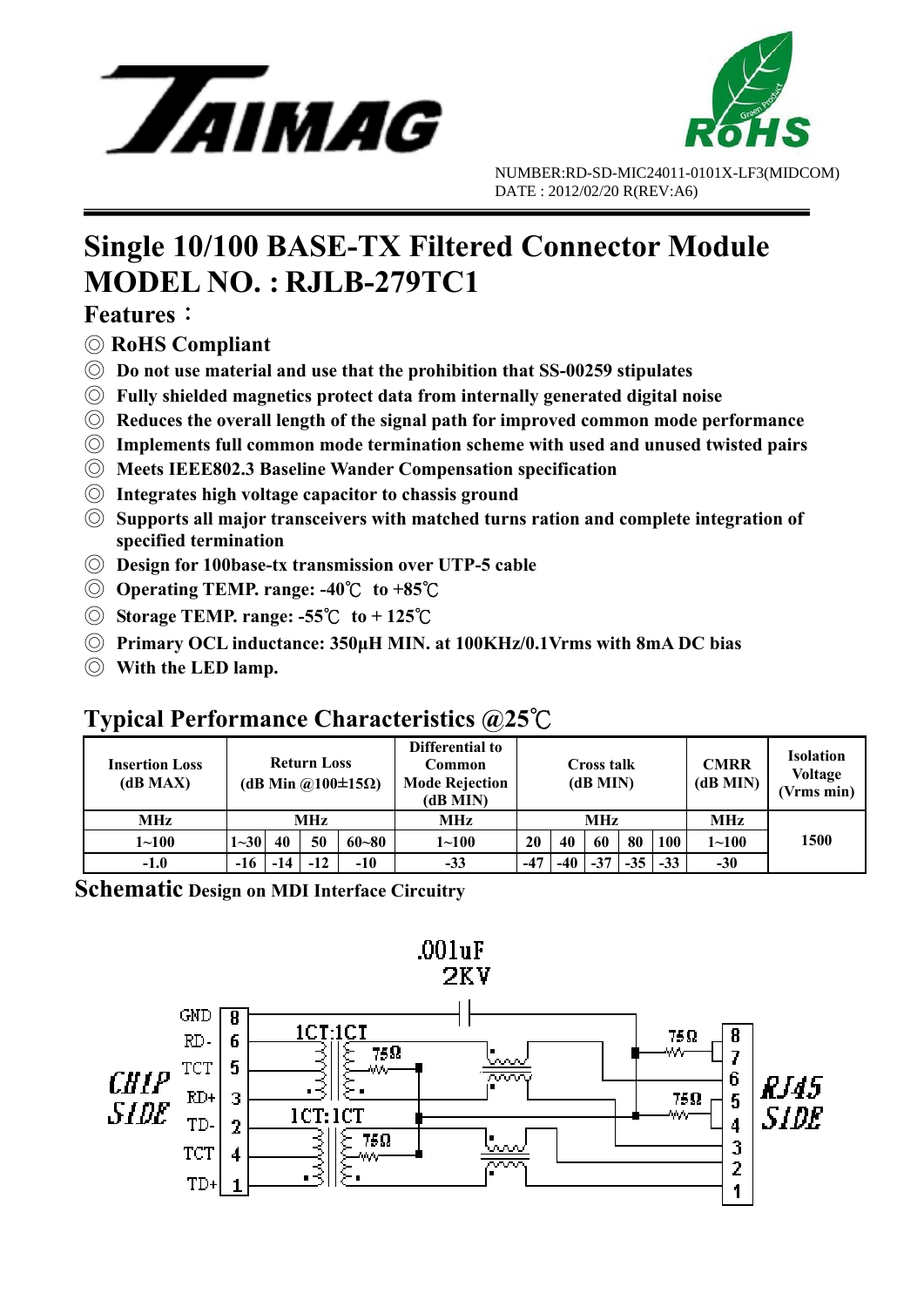NUMBER:RD-SD-MIC24011-0101X-LF3(MIDCOM)
DATE : 2012/02/20 R(REV:A6)

# Single 10/100 BASE-TX Filtered Connector Module
# MODEL NO. : RJLB-279TC1

## Features：

- ◎ **RoHS Compliant**
- ◎ **Do not use material and use that the prohibition that SS-00259 stipulates**
- ◎ **Fully shielded magnetics protect data from internally generated digital noise**
- ◎ **Reduces the overall length of the signal path for improved common mode performance**
- ◎ **Implements full common mode termination scheme with used and unused twisted pairs**
- ◎ **Meets IEEE802.3 Baseline Wander Compensation specification**
- ◎ **Integrates high voltage capacitor to chassis ground**
- ◎ **Supports all major transceivers with matched turns ration and complete integration of specified termination**
- ◎ **Design for 100base-tx transmission over UTP-5 cable**
- ◎ **Operating TEMP. range: -40℃ to +85℃**
- ◎ **Storage TEMP. range: -55℃ to + 125℃**
- ◎ **Primary OCL inductance: 350μH MIN. at 100KHz/0.1Vrms with 8mA DC bias**
- ◎ **With the LED lamp.**

## Typical Performance Characteristics @25℃

| Insertion Loss (dB MAX) | Return Loss (dB Min @100±15Ω) | | | | Differential to Common Mode Rejection (dB MIN) | Cross talk (dB MIN) | | | | | CMRR (dB MIN) | Isolation Voltage (Vrms min) |
|---|---|---|---|---|---|---|---|---|---|---|---|---|
| MHz | MHz | | | | MHz | MHz | | | | | MHz | 1500 |
| 1~100 | 1~30 | 40 | 50 | 60~80 | 1~100 | 20 | 40 | 60 | 80 | 100 | 1~100 | |
| -1.0 | -16 | -14 | -12 | -10 | -33 | -47 | -40 | -37 | -35 | -33 | -30 | |

**Schematic Design on MDI Interface Circuitry**

.001uF
2KV

GND 8
RD- 6
TCT 5
RD+ 3
TD- 2
TCT 4
TD+ 1

CHIP SIDE

1CT:1CT
75Ω
1CT:1CT
75Ω

75Ω
75Ω

8
7
6
5
4
3
2
1

RJ45 SIDE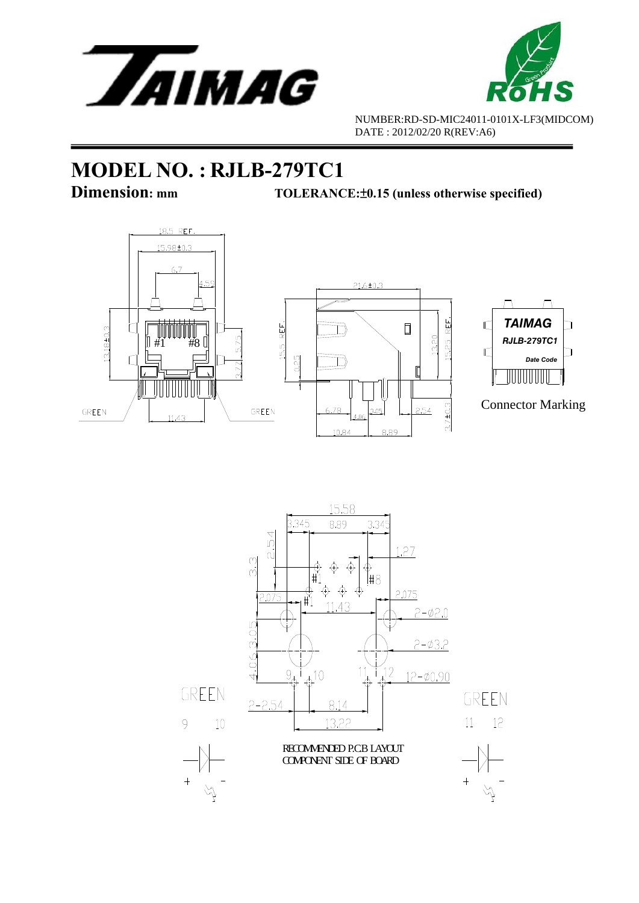NUMBER:RD-SD-MIC24011-0101X-LF3(MIDCOM)
DATE : 2012/02/20 R(REV:A6)

# MODEL NO. : RJLB-279TC1

**Dimension: mm** **TOLERANCE:±0.15 (unless otherwise specified)**

18.5 REF.
15.98±0.3
6.7
4.59
13.18±0.3
5.73
3.77
#1 #8
GREEN
11.43
GREEN

21.6±0.3
15.5 REF.
0.25
13.20
15.25 REF.
6.78
4.06
3.05
2.54
3.7±0.3
10.84
8.89

TAIMAG
RJLB-279TC1
Date Code

Connector Marking

15.58
3.345 8.89 3.345
2.54
3.3
1.27
#1 #8
2.075 2.075
#1
11.43
2-Ø2.0
3.05
2-Ø3.2
4.06
9 10 11 12
12-Ø0.90
2-2.54
8.14
13.22

GREEN
9 10
+ −

GREEN
11 12
+ −

RECOMMENDED P.C.B LAYOUT
COMPONENT SIDE OF BOARD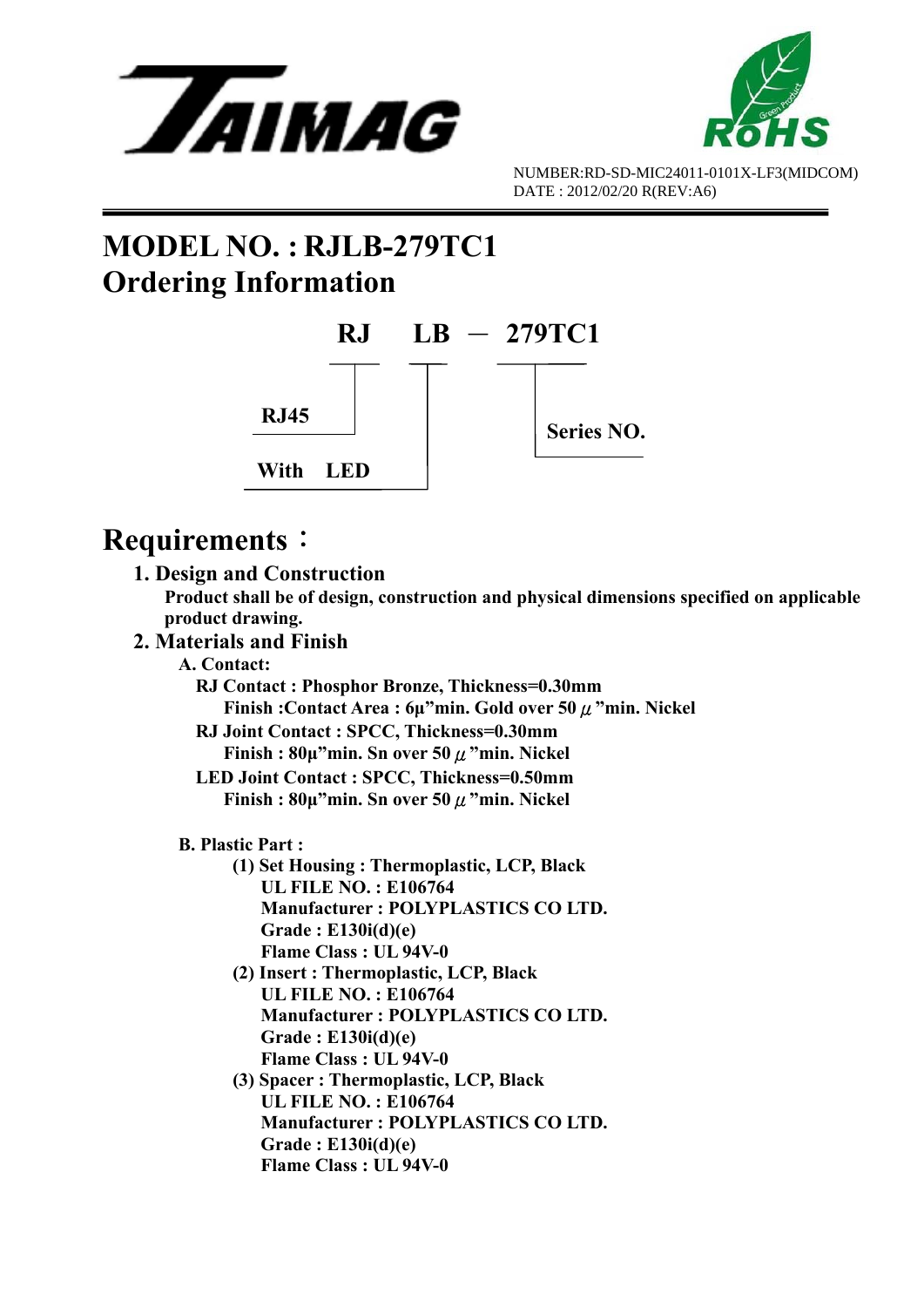TAIMAG

RoHS

NUMBER:RD-SD-MIC24011-0101X-LF3(MIDCOM)
DATE : 2012/02/20 R(REV:A6)

# MODEL NO. : RJLB-279TC1

# Ordering Information

RJ LB － 279TC1

RJ45

With LED

Series NO.

## Requirements：

### 1. Design and Construction

**Product shall be of design, construction and physical dimensions specified on applicable product drawing.**

### 2. Materials and Finish

**A. Contact:**

**RJ Contact : Phosphor Bronze, Thickness=0.30mm**
**Finish :Contact Area : 6μ"min. Gold over 50 μ"min. Nickel**

**RJ Joint Contact : SPCC, Thickness=0.30mm**
**Finish : 80μ"min. Sn over 50 μ"min. Nickel**

**LED Joint Contact : SPCC, Thickness=0.50mm**
**Finish : 80μ"min. Sn over 50 μ"min. Nickel**

**B. Plastic Part :**

**(1) Set Housing : Thermoplastic, LCP, Black**
**UL FILE NO. : E106764**
**Manufacturer : POLYPLASTICS CO LTD.**
**Grade : E130i(d)(e)**
**Flame Class : UL 94V-0**

**(2) Insert : Thermoplastic, LCP, Black**
**UL FILE NO. : E106764**
**Manufacturer : POLYPLASTICS CO LTD.**
**Grade : E130i(d)(e)**
**Flame Class : UL 94V-0**

**(3) Spacer : Thermoplastic, LCP, Black**
**UL FILE NO. : E106764**
**Manufacturer : POLYPLASTICS CO LTD.**
**Grade : E130i(d)(e)**
**Flame Class : UL 94V-0**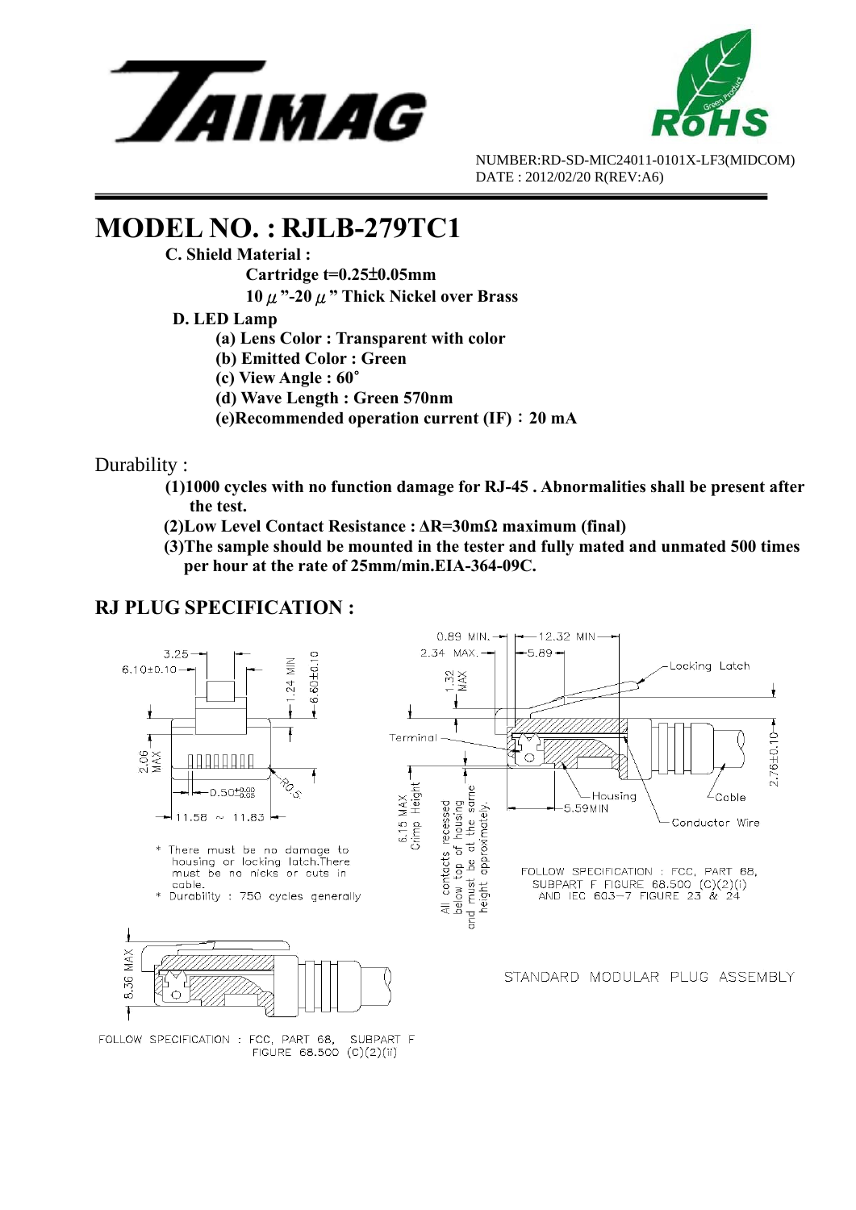NUMBER:RD-SD-MIC24011-0101X-LF3(MIDCOM)
DATE : 2012/02/20 R(REV:A6)

# MODEL NO. : RJLB-279TC1

**C. Shield Material :**

**Cartridge t=0.25±0.05mm**

**10 μ"-20 μ" Thick Nickel over Brass**

**D. LED Lamp**

**(a) Lens Color : Transparent with color**

**(b) Emitted Color : Green**

**(c) View Angle : 60˚**

**(d) Wave Length : Green 570nm**

**(e)Recommended operation current (IF)：20 mA**

Durability :

**(1)1000 cycles with no function damage for RJ-45 . Abnormalities shall be present after the test.**

**(2)Low Level Contact Resistance : ΔR=30mΩ maximum (final)**

**(3)The sample should be mounted in the tester and fully mated and unmated 500 times per hour at the rate of 25mm/min.EIA-364-09C.**

## RJ PLUG SPECIFICATION :

3.25
6.10±0.10
1.24 MIN
6.60±0.10
2.06 MAX
0.50
R0.5
11.58 ~ 11.83

* There must be no damage to housing or locking latch.There must be no nicks or cuts in cable.
* Durability : 750 cycles generally

0.89 MIN.
12.32 MIN
2.34 MAX.
5.89
1.32 MAX
Locking Latch
Terminal
2.76±0.10
Housing
Cable
5.59MIN
Conductor Wire
6.15 MAX Crimp Height
All contacts recessed below top of housing and must be at the same height approximately.

FOLLOW SPECIFICATION : FCC, PART 68, SUBPART F FIGURE 68.500 (C)(2)(i) AND IEC 603-7 FIGURE 23 & 24

8.36 MAX

STANDARD MODULAR PLUG ASSEMBLY

FOLLOW SPECIFICATION : FCC, PART 68, SUBPART F FIGURE 68.500 (C)(2)(ii)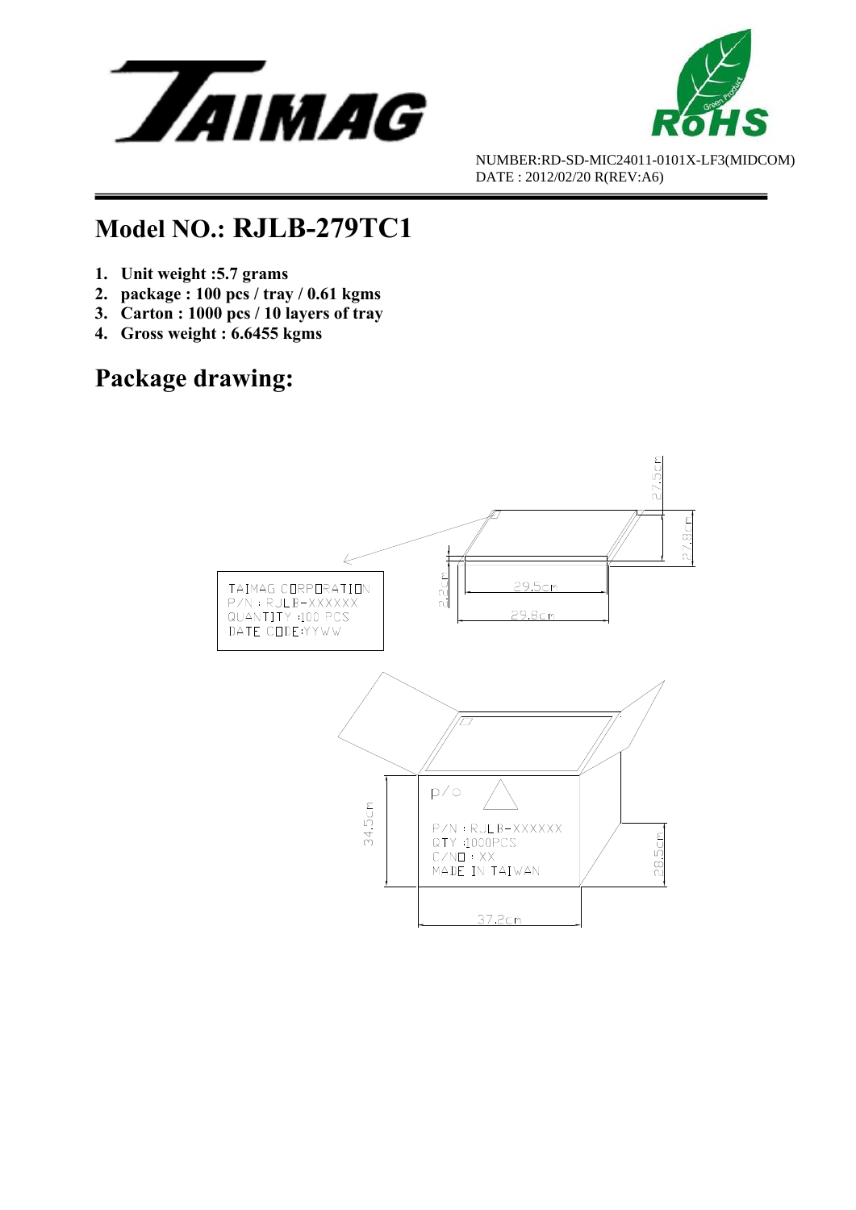TAIMAG

RoHS

NUMBER:RD-SD-MIC24011-0101X-LF3(MIDCOM)
DATE : 2012/02/20 R(REV:A6)

# Model NO.: RJLB-279TC1

1. **Unit weight :5.7 grams**
2. **package : 100 pcs / tray / 0.61 kgms**
3. **Carton : 1000 pcs / 10 layers of tray**
4. **Gross weight : 6.6455 kgms**

## Package drawing:

27.5cm
27.8cm
2.2cm
29.5cm
29.8cm

TAIMAG CORPORATION
P/N : RJLB-XXXXXX
QUANTITY :100 PCS
DATE CODE:YYWW

p/o
P/N : RJLB-XXXXXX
QTY :1000PCS
C/NO : XX
MADE IN TAIWAN

34.5cm
28.5cm
37.2cm